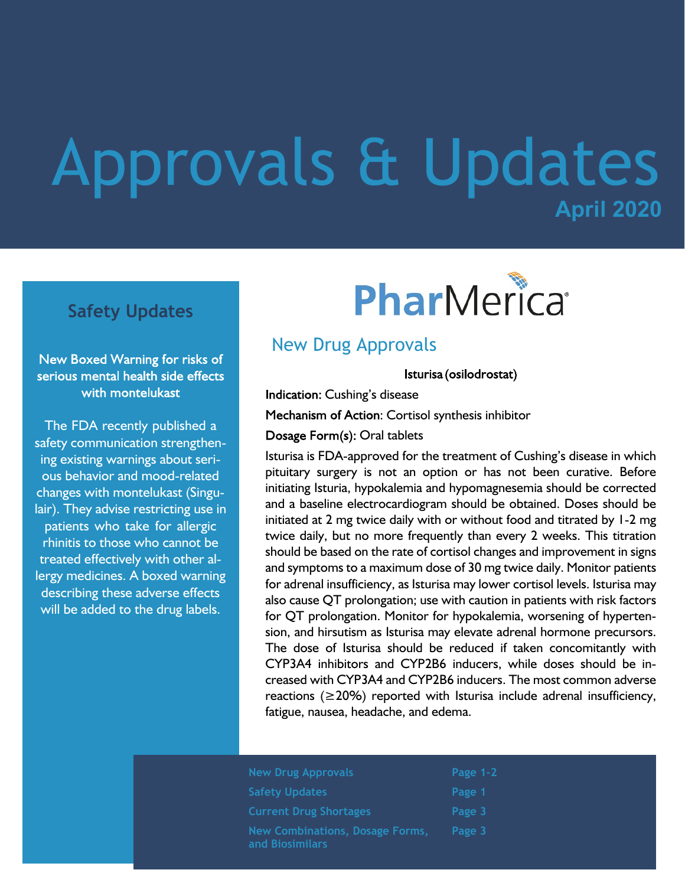# Approvals & Updates

**April 2020**

PharMerica

## Safety Updates

**New Boxed Warning for risks of serious mental health side effects with montelukast**

The FDA recently published a safety communication strengthening existing warnings about serious behavior and mood-related changes with montelukast (Singulair). They advise restricting use in patients who take for allergic rhinitis to those who cannot be treated effectively with other allergy medicines. A boxed warning describing these adverse effects will be added to the drug labels.

## New Drug Approvals

**Isturisa (osilodrostat)**

**Indication:** Cushing's disease

**Mechanism of Action**: Cortisol synthesis inhibitor

**Dosage Form(s):** Oral tablets

Isturisa is FDA-approved for the treatment of Cushing's disease in which pituitary surgery is not an option or has not been curative. Before initiating Isturia, hypokalemia and hypomagnesemia should be corrected and a baseline electrocardiogram should be obtained. Doses should be initiated at 2 mg twice daily with or without food and titrated by 1-2 mg twice daily, but no more frequently than every 2 weeks. This titration should be based on the rate of cortisol changes and improvement in signs and symptoms to a maximum dose of 30 mg twice daily. Monitor patients for adrenal insufficiency, as Isturisa may lower cortisol levels. Isturisa may also cause QT prolongation; use with caution in patients with risk factors for QT prolongation. Monitor for hypokalemia, worsening of hypertension, and hirsutism as Isturisa may elevate adrenal hormone precursors. The dose of Isturisa should be reduced if taken concomitantly with CYP3A4 inhibitors and CYP2B6 inducers, while doses should be increased with CYP3A4 and CYP2B6 inducers. The most common adverse reactions (≥20%) reported with Isturisa include adrenal insufficiency, fatigue, nausea, headache, and edema.

| | |
|---|---|
| New Drug Approvals | Page 1-2 |
| Safety Updates | Page 1 |
| Current Drug Shortages | Page 3 |
| New Combinations, Dosage Forms, and Biosimilars | Page 3 |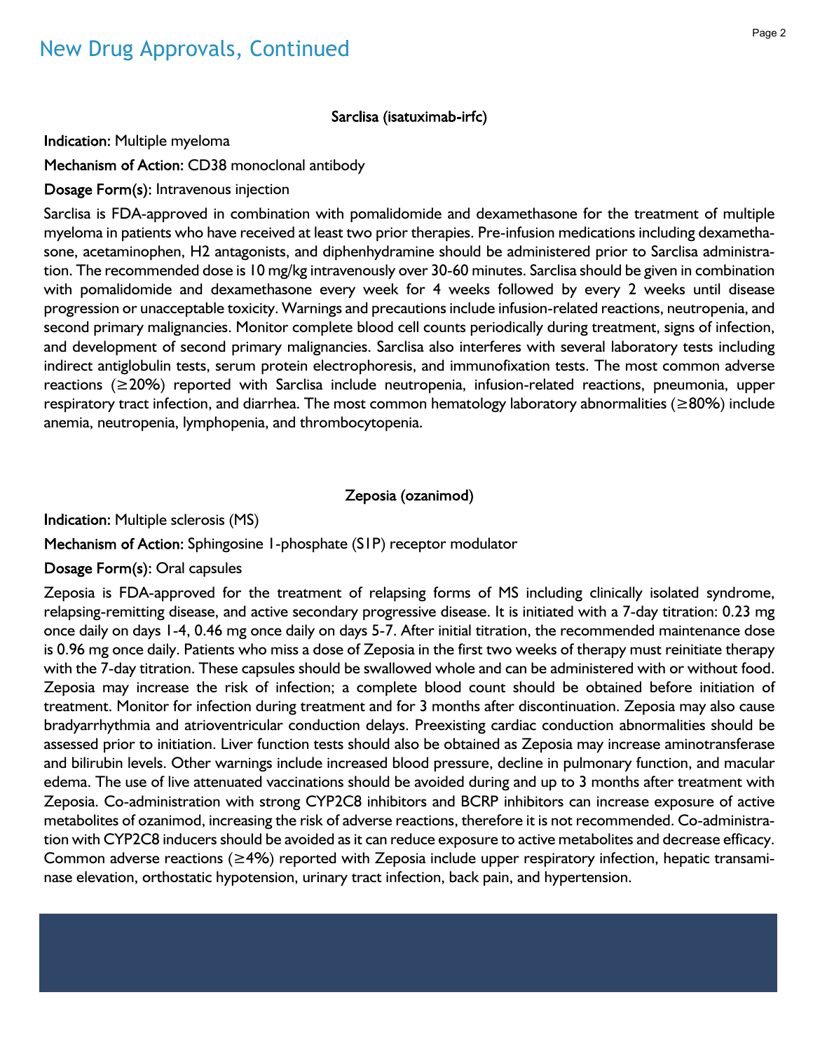# New Drug Approvals, Continued

### Sarclisa (isatuximab-irfc)

**Indication:** Multiple myeloma

**Mechanism of Action:** CD38 monoclonal antibody

**Dosage Form(s):** Intravenous injection

Sarclisa is FDA-approved in combination with pomalidomide and dexamethasone for the treatment of multiple myeloma in patients who have received at least two prior therapies. Pre-infusion medications including dexamethasone, acetaminophen, H2 antagonists, and diphenhydramine should be administered prior to Sarclisa administration. The recommended dose is 10 mg/kg intravenously over 30-60 minutes. Sarclisa should be given in combination with pomalidomide and dexamethasone every week for 4 weeks followed by every 2 weeks until disease progression or unacceptable toxicity. Warnings and precautions include infusion-related reactions, neutropenia, and second primary malignancies. Monitor complete blood cell counts periodically during treatment, signs of infection, and development of second primary malignancies. Sarclisa also interferes with several laboratory tests including indirect antiglobulin tests, serum protein electrophoresis, and immunofixation tests. The most common adverse reactions (≥20%) reported with Sarclisa include neutropenia, infusion-related reactions, pneumonia, upper respiratory tract infection, and diarrhea. The most common hematology laboratory abnormalities (≥80%) include anemia, neutropenia, lymphopenia, and thrombocytopenia.

### Zeposia (ozanimod)

**Indication:** Multiple sclerosis (MS)

**Mechanism of Action:** Sphingosine 1-phosphate (S1P) receptor modulator

**Dosage Form(s):** Oral capsules

Zeposia is FDA-approved for the treatment of relapsing forms of MS including clinically isolated syndrome, relapsing-remitting disease, and active secondary progressive disease. It is initiated with a 7-day titration: 0.23 mg once daily on days 1-4, 0.46 mg once daily on days 5-7. After initial titration, the recommended maintenance dose is 0.96 mg once daily. Patients who miss a dose of Zeposia in the first two weeks of therapy must reinitiate therapy with the 7-day titration. These capsules should be swallowed whole and can be administered with or without food. Zeposia may increase the risk of infection; a complete blood count should be obtained before initiation of treatment. Monitor for infection during treatment and for 3 months after discontinuation. Zeposia may also cause bradyarrhythmia and atrioventricular conduction delays. Preexisting cardiac conduction abnormalities should be assessed prior to initiation. Liver function tests should also be obtained as Zeposia may increase aminotransferase and bilirubin levels. Other warnings include increased blood pressure, decline in pulmonary function, and macular edema. The use of live attenuated vaccinations should be avoided during and up to 3 months after treatment with Zeposia. Co-administration with strong CYP2C8 inhibitors and BCRP inhibitors can increase exposure of active metabolites of ozanimod, increasing the risk of adverse reactions, therefore it is not recommended. Co-administration with CYP2C8 inducers should be avoided as it can reduce exposure to active metabolites and decrease efficacy. Common adverse reactions (≥4%) reported with Zeposia include upper respiratory infection, hepatic transaminase elevation, orthostatic hypotension, urinary tract infection, back pain, and hypertension.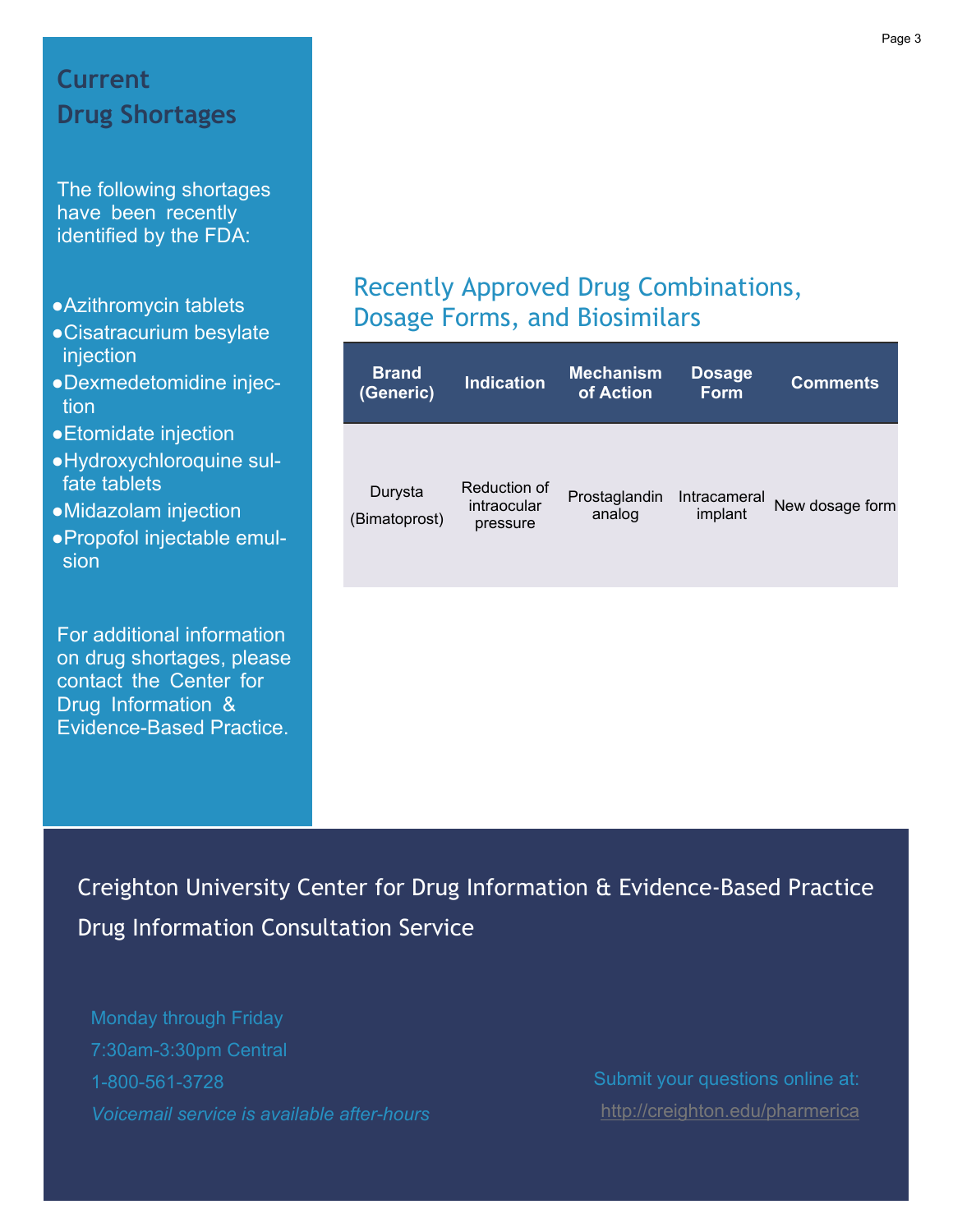## Current Drug Shortages

The following shortages have been recently identified by the FDA:

- Azithromycin tablets
- Cisatracurium besylate injection
- Dexmedetomidine injection
- Etomidate injection
- Hydroxychloroquine sulfate tablets
- Midazolam injection
- Propofol injectable emulsion

For additional information on drug shortages, please contact the Center for Drug Information & Evidence-Based Practice.

## Recently Approved Drug Combinations, Dosage Forms, and Biosimilars

| Brand (Generic) | Indication | Mechanism of Action | Dosage Form | Comments |
|---|---|---|---|---|
| Durysta (Bimatoprost) | Reduction of intraocular pressure | Prostaglandin analog | Intracameral implant | New dosage form |

## Creighton University Center for Drug Information & Evidence-Based Practice

### Drug Information Consultation Service

Monday through Friday
7:30am-3:30pm Central
1-800-561-3728
*Voicemail service is available after-hours*

Submit your questions online at:
http://creighton.edu/pharmerica